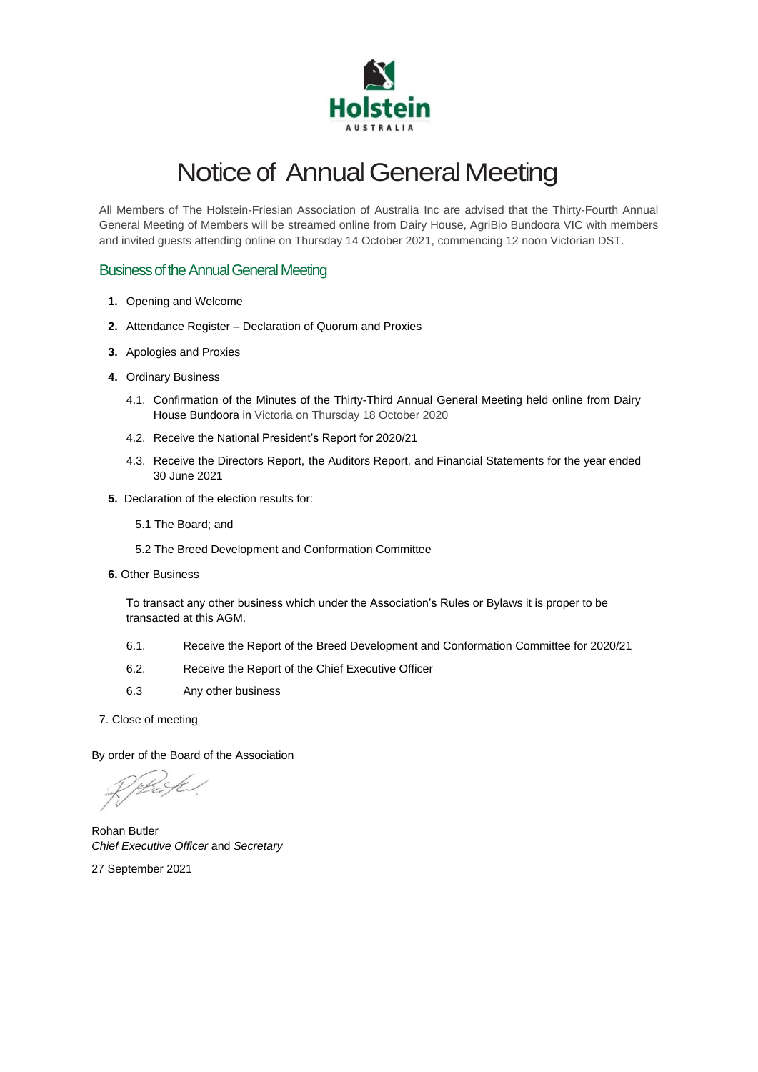Holstein

AUSTRALIA

# Notice of Annual General Meeting

All Members of The Holstein-Friesian Association of Australia Inc are advised that the Thirty-Fourth Annual General Meeting of Members will be streamed online from Dairy House, AgriBio Bundoora VIC with members and invited guests attending online on Thursday 14 October 2021, commencing 12 noon Victorian DST.

## Business of the Annual General Meeting

1. **Opening and Welcome**
2. **Attendance Register – Declaration of Quorum and Proxies**
3. **Apologies and Proxies**
4. **Ordinary Business**
   - 4.1. Confirmation of the Minutes of the Thirty-Third Annual General Meeting held online from Dairy House Bundoora in Victoria on Thursday 18 October 2020
   - 4.2. Receive the National President's Report for 2020/21
   - 4.3. Receive the Directors Report, the Auditors Report, and Financial Statements for the year ended 30 June 2021
5. **Declaration of the election results for:**
   - 5.1 The Board; and
   - 5.2 The Breed Development and Conformation Committee
6. **Other Business**

   To transact any other business which under the Association's Rules or Bylaws it is proper to be transacted at this AGM.

   - 6.1. Receive the Report of the Breed Development and Conformation Committee for 2020/21
   - 6.2. Receive the Report of the Chief Executive Officer
   - 6.3 Any other business
7. Close of meeting

By order of the Board of the Association

Rohan Butler
*Chief Executive Officer* and *Secretary*

27 September 2021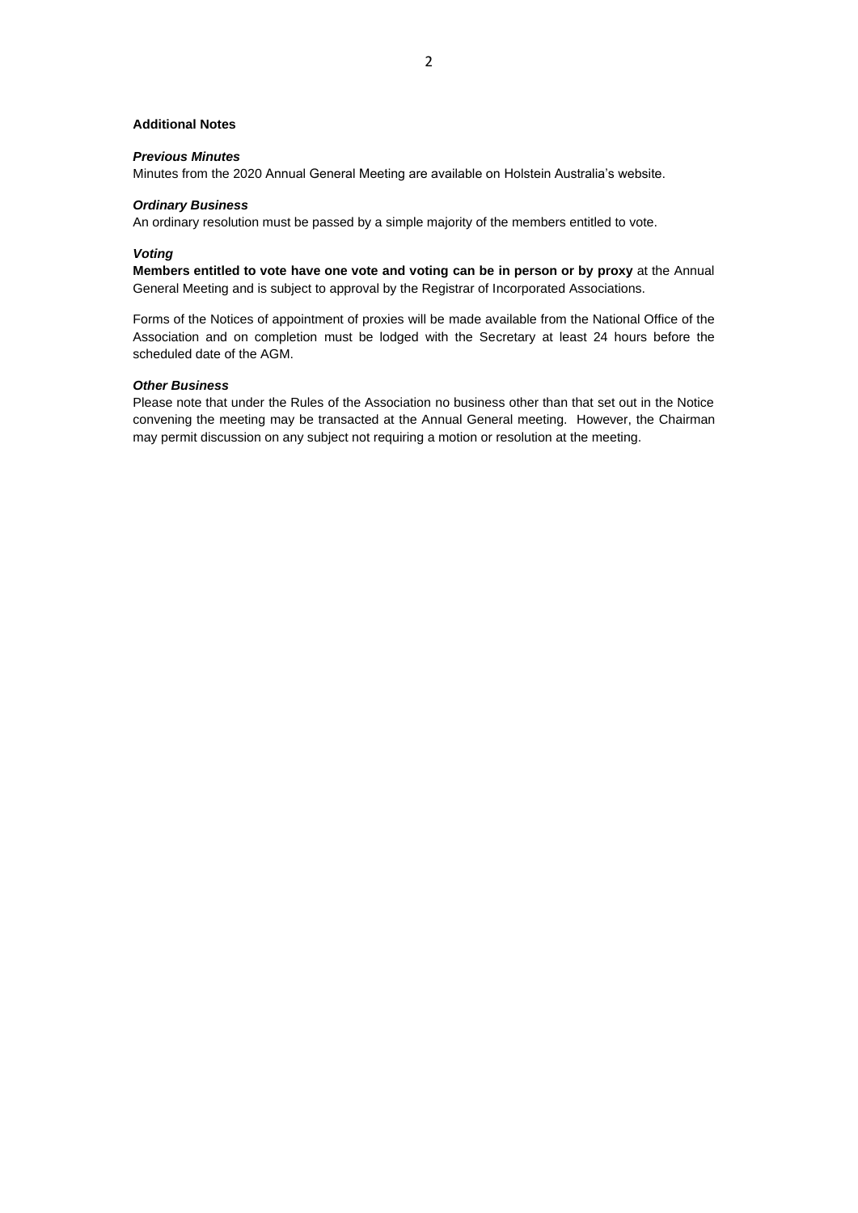**Additional Notes**

***Previous Minutes***

Minutes from the 2020 Annual General Meeting are available on Holstein Australia's website.

***Ordinary Business***

An ordinary resolution must be passed by a simple majority of the members entitled to vote.

***Voting***

**Members entitled to vote have one vote and voting can be in person or by proxy** at the Annual General Meeting and is subject to approval by the Registrar of Incorporated Associations.

Forms of the Notices of appointment of proxies will be made available from the National Office of the Association and on completion must be lodged with the Secretary at least 24 hours before the scheduled date of the AGM.

***Other Business***

Please note that under the Rules of the Association no business other than that set out in the Notice convening the meeting may be transacted at the Annual General meeting. However, the Chairman may permit discussion on any subject not requiring a motion or resolution at the meeting.